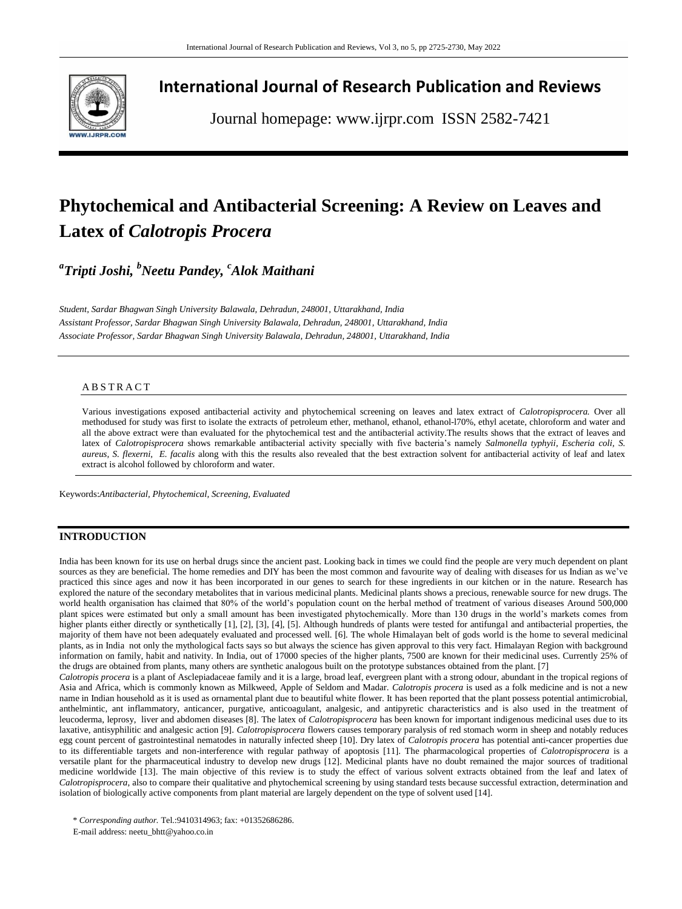# International Journal of Research Publication and Reviews

Journal homepage: www.ijrpr.com ISSN 2582-7421

# Phytochemical and Antibacterial Screening: A Review on Leaves and Latex of *Calotropis Procera*

***[a]Tripti Joshi, [b]Neetu Pandey, [c]Alok Maithani***

*Student, Sardar Bhagwan Singh University Balawala, Dehradun, 248001, Uttarakhand, India*
*Assistant Professor, Sardar Bhagwan Singh University Balawala, Dehradun, 248001, Uttarakhand, India*
*Associate Professor, Sardar Bhagwan Singh University Balawala, Dehradun, 248001, Uttarakhand, India*

## A B S T R A C T

Various investigations exposed antibacterial activity and phytochemical screening on leaves and latex extract of *Calotropisprocera.* Over all methodused for study was first to isolate the extracts of petroleum ether, methanol, ethanol, ethanol-l70%, ethyl acetate, chloroform and water and all the above extract were than evaluated for the phytochemical test and the antibacterial activity.The results shows that the extract of leaves and latex of *Calotropisprocera* shows remarkable antibacterial activity specially with five bacteria's namely *Salmonella typhyii, Escheria coli, S. aureus, S. flexerni, E. facalis* along with this the results also revealed that the best extraction solvent for antibacterial activity of leaf and latex extract is alcohol followed by chloroform and water.

Keywords:*Antibacterial, Phytochemical, Screening, Evaluated*

## INTRODUCTION

India has been known for its use on herbal drugs since the ancient past. Looking back in times we could find the people are very much dependent on plant sources as they are beneficial. The home remedies and DIY has been the most common and favourite way of dealing with diseases for us Indian as we've practiced this since ages and now it has been incorporated in our genes to search for these ingredients in our kitchen or in the nature. Research has explored the nature of the secondary metabolites that in various medicinal plants. Medicinal plants shows a precious, renewable source for new drugs. The world health organisation has claimed that 80% of the world's population count on the herbal method of treatment of various diseases Around 500,000 plant spices were estimated but only a small amount has been investigated phytochemically. More than 130 drugs in the world's markets comes from higher plants either directly or synthetically [1], [2], [3], [4], [5]. Although hundreds of plants were tested for antifungal and antibacterial properties, the majority of them have not been adequately evaluated and processed well. [6]. The whole Himalayan belt of gods world is the home to several medicinal plants, as in India not only the mythological facts says so but always the science has given approval to this very fact. Himalayan Region with background information on family, habit and nativity. In India, out of 17000 species of the higher plants, 7500 are known for their medicinal uses. Currently 25% of the drugs are obtained from plants, many others are synthetic analogous built on the prototype substances obtained from the plant. [7]

*Calotropis procera* is a plant of Asclepiadaceae family and it is a large, broad leaf, evergreen plant with a strong odour, abundant in the tropical regions of Asia and Africa, which is commonly known as Milkweed, Apple of Seldom and Madar. *Calotropis procera* is used as a folk medicine and is not a new name in Indian household as it is used as ornamental plant due to beautiful white flower. It has been reported that the plant possess potential antimicrobial, anthelmintic, ant inflammatory, anticancer, purgative, anticoagulant, analgesic, and antipyretic characteristics and is also used in the treatment of leucoderma, leprosy, liver and abdomen diseases [8]. The latex of *Calotropisprocera* has been known for important indigenous medicinal uses due to its laxative, antisyphilitic and analgesic action [9]. *Calotropisprocera* flowers causes temporary paralysis of red stomach worm in sheep and notably reduces egg count percent of gastrointestinal nematodes in naturally infected sheep [10]. Dry latex of *Calotropis procera* has potential anti-cancer properties due to its differentiable targets and non-interference with regular pathway of apoptosis [11]. The pharmacological properties of *Calotropisprocera* is a versatile plant for the pharmaceutical industry to develop new drugs [12]. Medicinal plants have no doubt remained the major sources of traditional medicine worldwide [13]. The main objective of this review is to study the effect of various solvent extracts obtained from the leaf and latex of *Calotropisprocera*, also to compare their qualitative and phytochemical screening by using standard tests because successful extraction, determination and isolation of biologically active components from plant material are largely dependent on the type of solvent used [14].

\* *Corresponding author.* Tel.:9410314963; fax: +01352686286.
E-mail address: neetu_bhtt@yahoo.co.in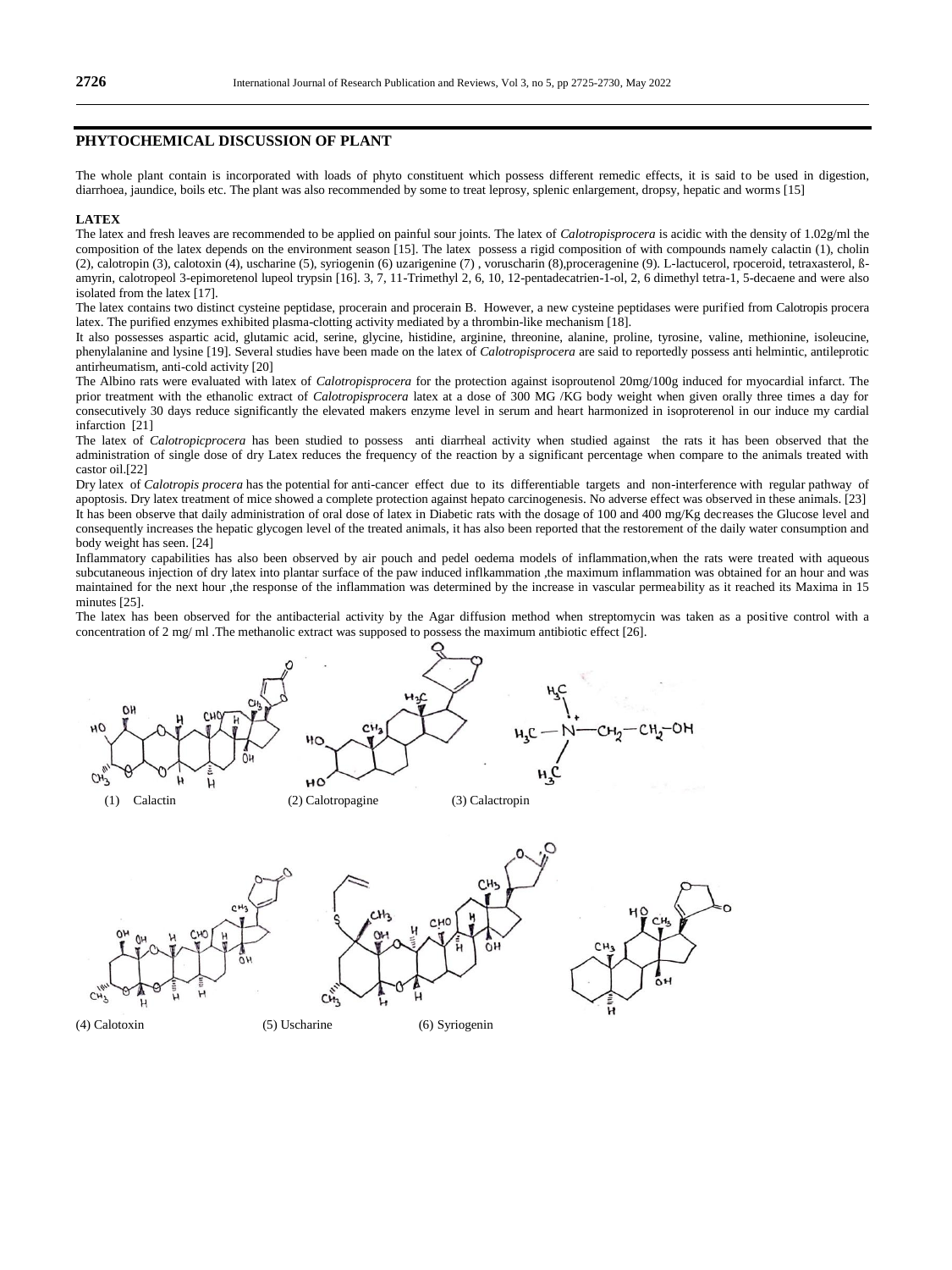## PHYTOCHEMICAL DISCUSSION OF PLANT

The whole plant contain is incorporated with loads of phyto constituent which possess different remedic effects, it is said to be used in digestion, diarrhoea, jaundice, boils etc. The plant was also recommended by some to treat leprosy, splenic enlargement, dropsy, hepatic and worms [15]

### LATEX

The latex and fresh leaves are recommended to be applied on painful sour joints. The latex of *Calotropisprocera* is acidic with the density of 1.02g/ml the composition of the latex depends on the environment season [15]. The latex possess a rigid composition of with compounds namely calactin (1), cholin (2), calotropin (3), calotoxin (4), uscharine (5), syriogenin (6) uzarigenine (7) , voruscharin (8),proceragenine (9). L-lactucerol, rpoceroid, tetraxasterol, ß-amyrin, calotropeol 3-epimoretenol lupeol trypsin [16]. 3, 7, 11-Trimethyl 2, 6, 10, 12-pentadecatrien-1-ol, 2, 6 dimethyl tetra-1, 5-decaene and were also isolated from the latex [17].

The latex contains two distinct cysteine peptidase, procerain and procerain B. However, a new cysteine peptidases were purified from Calotropis procera latex. The purified enzymes exhibited plasma-clotting activity mediated by a thrombin-like mechanism [18].

It also possesses aspartic acid, glutamic acid, serine, glycine, histidine, arginine, threonine, alanine, proline, tyrosine, valine, methionine, isoleucine, phenylalanine and lysine [19]. Several studies have been made on the latex of *Calotropisprocera* are said to reportedly possess anti helmintic, antileprotic antirheumatism, anti-cold activity [20]

The Albino rats were evaluated with latex of *Calotropisprocera* for the protection against isoproutenol 20mg/100g induced for myocardial infarct. The prior treatment with the ethanolic extract of *Calotropisprocera* latex at a dose of 300 MG /KG body weight when given orally three times a day for consecutively 30 days reduce significantly the elevated makers enzyme level in serum and heart harmonized in isoproterenol in our induce my cardial infarction [21]

The latex of *Calotropicprocera* has been studied to possess anti diarrheal activity when studied against the rats it has been observed that the administration of single dose of dry Latex reduces the frequency of the reaction by a significant percentage when compare to the animals treated with castor oil.[22]

Dry latex of *Calotropis procera* has the potential for anti-cancer effect due to its differentiable targets and non-interference with regular pathway of apoptosis. Dry latex treatment of mice showed a complete protection against hepato carcinogenesis. No adverse effect was observed in these animals. [23]

It has been observe that daily administration of oral dose of latex in Diabetic rats with the dosage of 100 and 400 mg/Kg decreases the Glucose level and consequently increases the hepatic glycogen level of the treated animals, it has also been reported that the restorement of the daily water consumption and body weight has seen. [24]

Inflammatory capabilities has also been observed by air pouch and pedel oedema models of inflammation,when the rats were treated with aqueous subcutaneous injection of dry latex into plantar surface of the paw induced inflkammation ,the maximum inflammation was obtained for an hour and was maintained for the next hour ,the response of the inflammation was determined by the increase in vascular permeability as it reached its Maxima in 15 minutes [25].

The latex has been observed for the antibacterial activity by the Agar diffusion method when streptomycin was taken as a positive control with a concentration of 2 mg/ ml .The methanolic extract was supposed to possess the maximum antibiotic effect [26].

(1) Calactin (2) Calotropagine (3) Calactropin

(4) Calotoxin (5) Uscharine (6) Syriogenin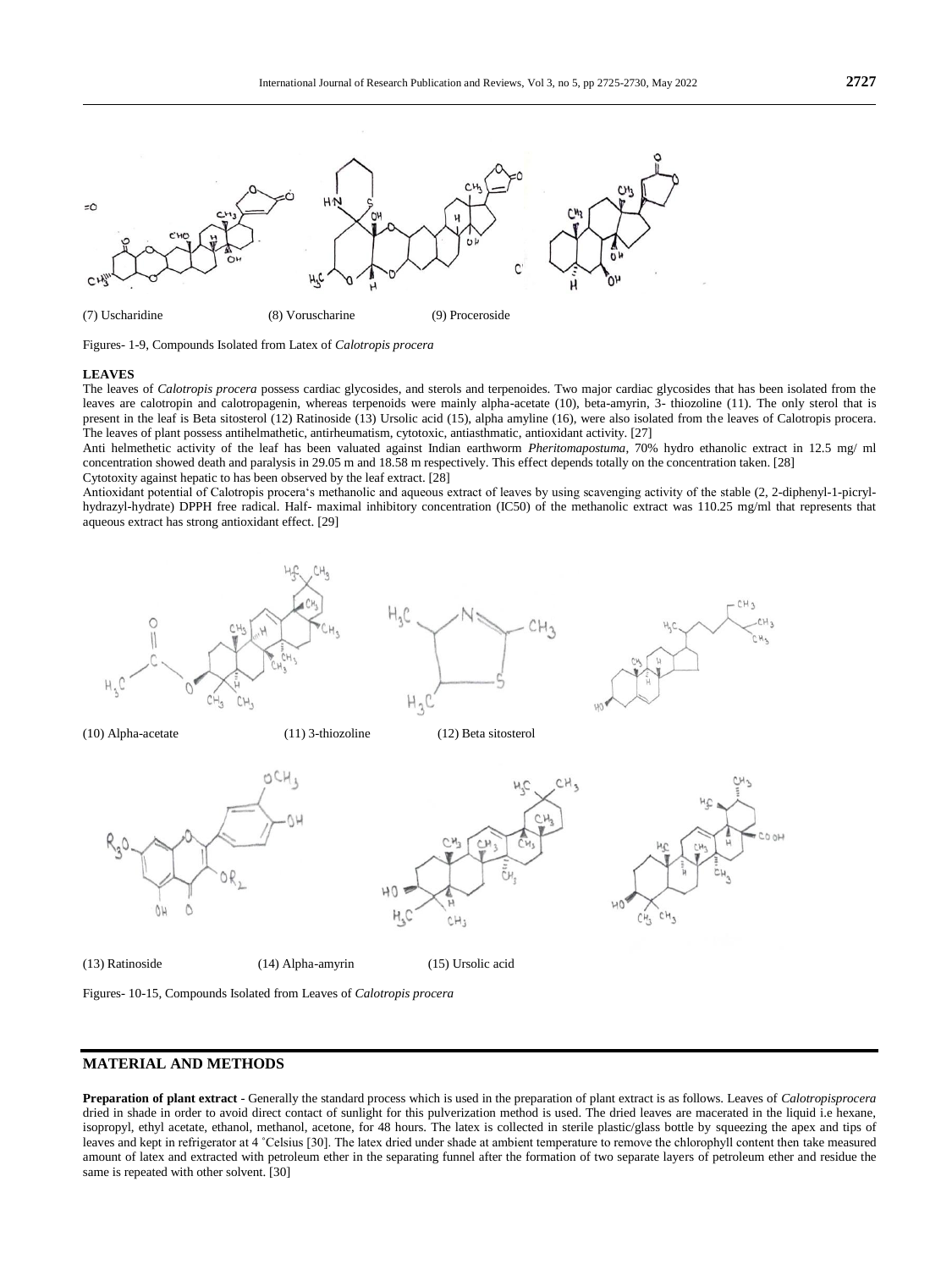(7) Uscharidine (8) Voruscharine (9) Proceroside

Figures- 1-9, Compounds Isolated from Latex of *Calotropis procera*

**LEAVES**

The leaves of *Calotropis procera* possess cardiac glycosides, and sterols and terpenoides. Two major cardiac glycosides that has been isolated from the leaves are calotropin and calotropagenin, whereas terpenoids were mainly alpha-acetate (10), beta-amyrin, 3- thiozoline (11). The only sterol that is present in the leaf is Beta sitosterol (12) Ratinoside (13) Ursolic acid (15), alpha amyline (16), were also isolated from the leaves of Calotropis procera. The leaves of plant possess antihelmathetic, antirheumatism, cytotoxic, antiasthmatic, antioxidant activity. [27]

Anti helmethetic activity of the leaf has been valuated against Indian earthworm *Pheritomapostuma*, 70% hydro ethanolic extract in 12.5 mg/ ml concentration showed death and paralysis in 29.05 m and 18.58 m respectively. This effect depends totally on the concentration taken. [28]

Cytotoxity against hepatic to has been observed by the leaf extract. [28]

Antioxidant potential of Calotropis procera's methanolic and aqueous extract of leaves by using scavenging activity of the stable (2, 2-diphenyl-1-picryl-hydrazyl-hydrate) DPPH free radical. Half- maximal inhibitory concentration (IC50) of the methanolic extract was 110.25 mg/ml that represents that aqueous extract has strong antioxidant effect. [29]

(10) Alpha-acetate (11) 3-thiozoline (12) Beta sitosterol

(13) Ratinoside (14) Alpha-amyrin (15) Ursolic acid

Figures- 10-15, Compounds Isolated from Leaves of *Calotropis procera*

## MATERIAL AND METHODS

**Preparation of plant extract** - Generally the standard process which is used in the preparation of plant extract is as follows. Leaves of *Calotropisprocera* dried in shade in order to avoid direct contact of sunlight for this pulverization method is used. The dried leaves are macerated in the liquid i.e hexane, isopropyl, ethyl acetate, ethanol, methanol, acetone, for 48 hours. The latex is collected in sterile plastic/glass bottle by squeezing the apex and tips of leaves and kept in refrigerator at 4 ˚Celsius [30]. The latex dried under shade at ambient temperature to remove the chlorophyll content then take measured amount of latex and extracted with petroleum ether in the separating funnel after the formation of two separate layers of petroleum ether and residue the same is repeated with other solvent. [30]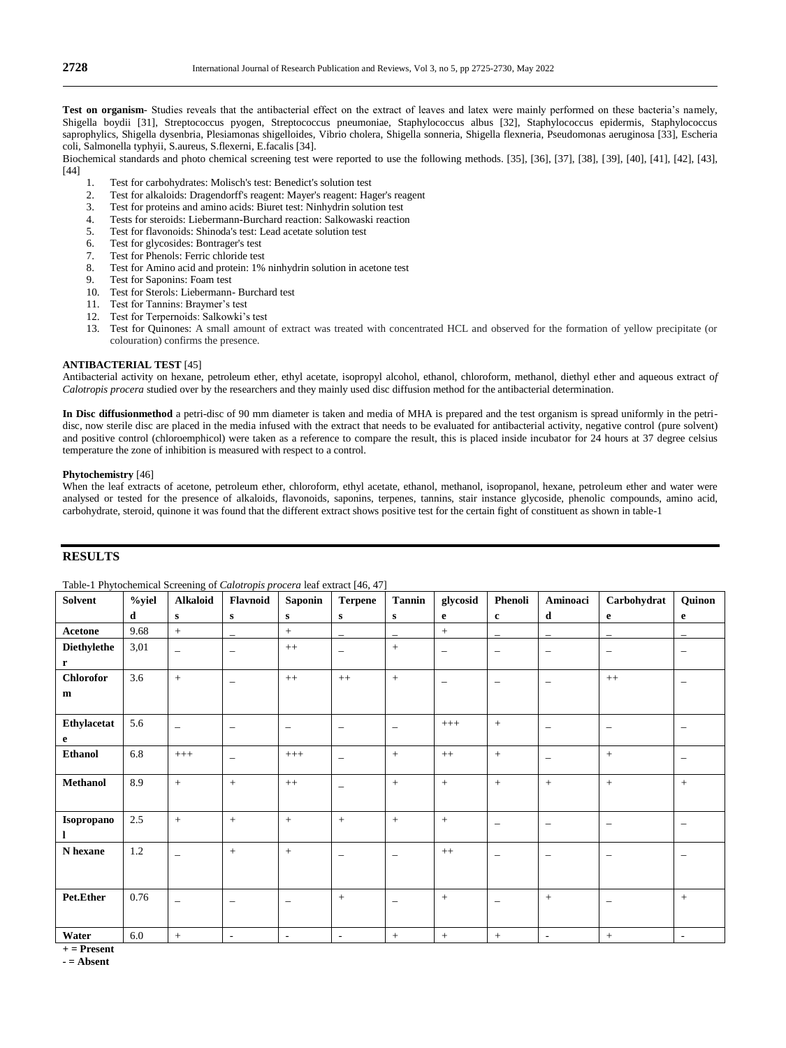**Test on organism**- Studies reveals that the antibacterial effect on the extract of leaves and latex were mainly performed on these bacteria's namely, Shigella boydii [31], Streptococcus pyogen, Streptococcus pneumoniae, Staphylococcus albus [32], Staphylococcus epidermis, Staphylococcus saprophylics, Shigella dysenbria, Plesiamonas shigelloides, Vibrio cholera, Shigella sonneria, Shigella flexneria, Pseudomonas aeruginosa [33], Escheria coli, Salmonella typhyii, S.aureus, S.flexerni, E.facalis [34].

Biochemical standards and photo chemical screening test were reported to use the following methods. [35], [36], [37], [38], [39], [40], [41], [42], [43], [44]

1. Test for carbohydrates: Molisch's test: Benedict's solution test
2. Test for alkaloids: Dragendorff's reagent: Mayer's reagent: Hager's reagent
3. Test for proteins and amino acids: Biuret test: Ninhydrin solution test
4. Tests for steroids: Liebermann-Burchard reaction: Salkowaski reaction
5. Test for flavonoids: Shinoda's test: Lead acetate solution test
6. Test for glycosides: Bontrager's test
7. Test for Phenols: Ferric chloride test
8. Test for Amino acid and protein: 1% ninhydrin solution in acetone test
9. Test for Saponins: Foam test
10. Test for Sterols: Liebermann- Burchard test
11. Test for Tannins: Braymer's test
12. Test for Terpernoids: Salkowki's test
13. Test for Quinones: A small amount of extract was treated with concentrated HCL and observed for the formation of yellow precipitate (or colouration) confirms the presence.

**ANTIBACTERIAL TEST** [45]

Antibacterial activity on hexane, petroleum ether, ethyl acetate, isopropyl alcohol, ethanol, chloroform, methanol, diethyl ether and aqueous extract of *Calotropis procera* studied over by the researchers and they mainly used disc diffusion method for the antibacterial determination.

**In Disc diffusionmethod** a petri-disc of 90 mm diameter is taken and media of MHA is prepared and the test organism is spread uniformly in the petri-disc, now sterile disc are placed in the media infused with the extract that needs to be evaluated for antibacterial activity, negative control (pure solvent) and positive control (chloroemphicol) were taken as a reference to compare the result, this is placed inside incubator for 24 hours at 37 degree celsius temperature the zone of inhibition is measured with respect to a control.

**Phytochemistry** [46]

When the leaf extracts of acetone, petroleum ether, chloroform, ethyl acetate, ethanol, methanol, isopropanol, hexane, petroleum ether and water were analysed or tested for the presence of alkaloids, flavonoids, saponins, terpenes, tannins, stair instance glycoside, phenolic compounds, amino acid, carbohydrate, steroid, quinone it was found that the different extract shows positive test for the certain fight of constituent as shown in table-1

## RESULTS

Table-1 Phytochemical Screening of *Calotropis procera* leaf extract [46, 47]

| Solvent | %yield | Alkaloids | Flavnoids | Saponins | Terpenes | Tannins | glycoside | Phenolic | Aminoacid | Carbohydrate | Quinone |
|---|---|---|---|---|---|---|---|---|---|---|---|
| Acetone | 9.68 | + | _ | + | _ | _ | + | _ | _ | _ | _ |
| Diethylether | 3,01 | _ | _ | ++ | _ | + | _ | _ | _ | _ | _ |
| Chloroform | 3.6 | + | _ | ++ | ++ | + | _ | _ | _ | ++ | _ |
| Ethylacetate | 5.6 | _ | _ | _ | _ | _ | +++ | + | _ | _ | _ |
| Ethanol | 6.8 | +++ | _ | +++ | _ | + | ++ | + | _ | + | _ |
| Methanol | 8.9 | + | + | ++ | _ | + | + | + | + | + | + |
| Isopropanol | 2.5 | + | + | + | + | + | + | _ | _ | _ | _ |
| N hexane | 1.2 | _ | + | + | _ | _ | ++ | _ | _ | _ | _ |
| Pet.Ether | 0.76 | _ | _ | _ | + | _ | + | _ | + | _ | + |
| Water | 6.0 | + | - | - | - | + | + | + | - | + | - |

**+ = Present**

**- = Absent**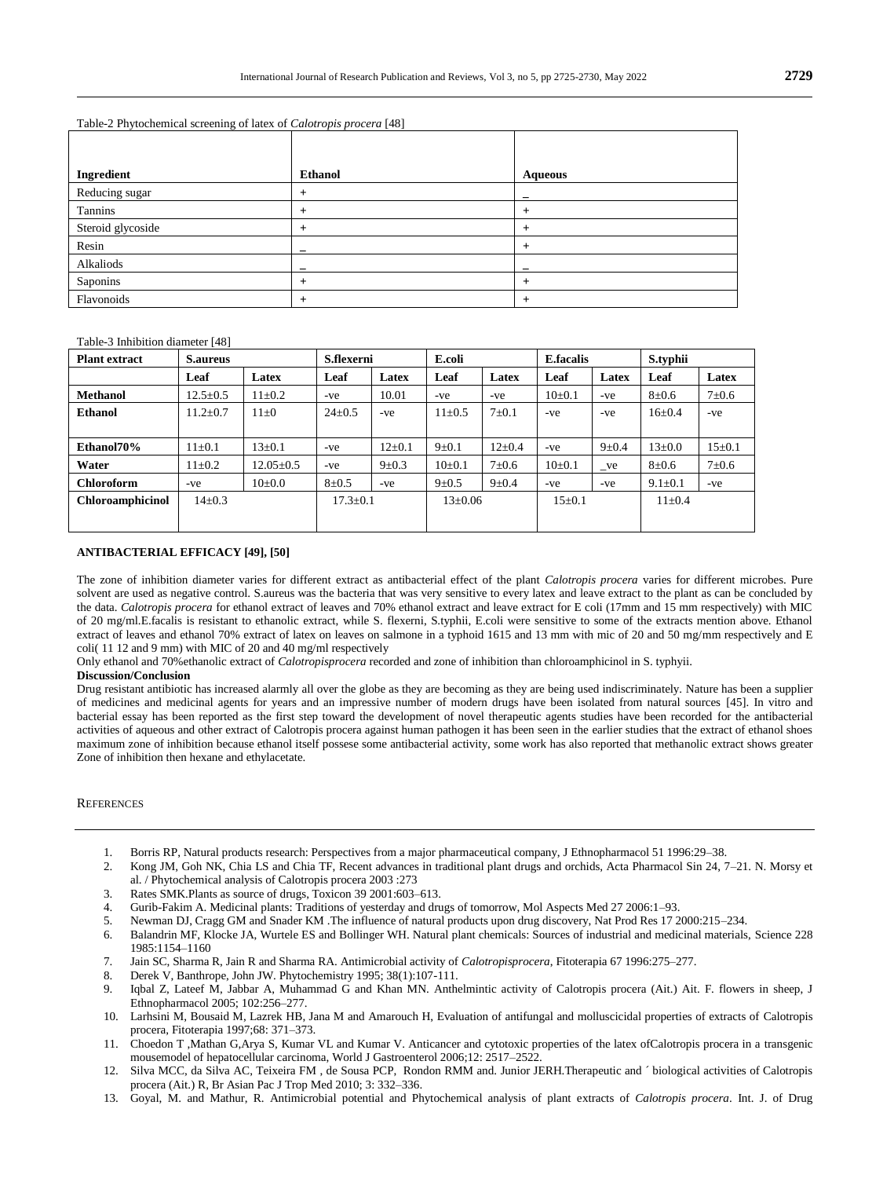Table-2 Phytochemical screening of latex of *Calotropis procera* [48]

| Ingredient | Ethanol | Aqueous |
|---|---|---|
| Reducing sugar | + | – |
| Tannins | + | + |
| Steroid glycoside | + | + |
| Resin | – | + |
| Alkaliods | – | – |
| Saponins | + | + |
| Flavonoids | + | + |

Table-3 Inhibition diameter [48]

| Plant extract | S.aureus | | S.flexerni | | E.coli | | E.facalis | | S.typhii | |
|---|---|---|---|---|---|---|---|---|---|---|
| | Leaf | Latex | Leaf | Latex | Leaf | Latex | Leaf | Latex | Leaf | Latex |
| **Methanol** | 12.5±0.5 | 11±0.2 | -ve | 10.01 | -ve | -ve | 10±0.1 | -ve | 8±0.6 | 7±0.6 |
| **Ethanol** | 11.2±0.7 | 11±0 | 24±0.5 | -ve | 11±0.5 | 7±0.1 | -ve | -ve | 16±0.4 | -ve |
| **Ethanol70%** | 11±0.1 | 13±0.1 | -ve | 12±0.1 | 9±0.1 | 12±0.4 | -ve | 9±0.4 | 13±0.0 | 15±0.1 |
| **Water** | 11±0.2 | 12.05±0.5 | -ve | 9±0.3 | 10±0.1 | 7±0.6 | 10±0.1 | _ve | 8±0.6 | 7±0.6 |
| **Chloroform** | -ve | 10±0.0 | 8±0.5 | -ve | 9±0.5 | 9±0.4 | -ve | -ve | 9.1±0.1 | -ve |
| **Chloroamphicinol** | 14±0.3 | | 17.3±0.1 | | 13±0.06 | | 15±0.1 | | 11±0.4 | |

**ANTIBACTERIAL EFFICACY [49], [50]**

The zone of inhibition diameter varies for different extract as antibacterial effect of the plant *Calotropis procera* varies for different microbes. Pure solvent are used as negative control. S.aureus was the bacteria that was very sensitive to every latex and leave extract to the plant as can be concluded by the data. *Calotropis procera* for ethanol extract of leaves and 70% ethanol extract and leave extract for E coli (17mm and 15 mm respectively) with MIC of 20 mg/ml.E.facalis is resistant to ethanolic extract, while S. flexerni, S.typhii, E.coli were sensitive to some of the extracts mention above. Ethanol extract of leaves and ethanol 70% extract of latex on leaves on salmone in a typhoid 1615 and 13 mm with mic of 20 and 50 mg/mm respectively and E coli( 11 12 and 9 mm) with MIC of 20 and 40 mg/ml respectively

Only ethanol and 70%ethanolic extract of *Calotropisprocera* recorded and zone of inhibition than chloroamphicinol in S. typhyii.

**Discussion/Conclusion**

Drug resistant antibiotic has increased alarmly all over the globe as they are becoming as they are being used indiscriminately. Nature has been a supplier of medicines and medicinal agents for years and an impressive number of modern drugs have been isolated from natural sources [45]. In vitro and bacterial essay has been reported as the first step toward the development of novel therapeutic agents studies have been recorded for the antibacterial activities of aqueous and other extract of Calotropis procera against human pathogen it has been seen in the earlier studies that the extract of ethanol shoes maximum zone of inhibition because ethanol itself possese some antibacterial activity, some work has also reported that methanolic extract shows greater Zone of inhibition then hexane and ethylacetate.

REFERENCES

1. Borris RP, Natural products research: Perspectives from a major pharmaceutical company, J Ethnopharmacol 51 1996:29–38.
2. Kong JM, Goh NK, Chia LS and Chia TF, Recent advances in traditional plant drugs and orchids, Acta Pharmacol Sin 24, 7–21. N. Morsy et al. / Phytochemical analysis of Calotropis procera 2003 :273
3. Rates SMK.Plants as source of drugs, Toxicon 39 2001:603–613.
4. Gurib-Fakim A. Medicinal plants: Traditions of yesterday and drugs of tomorrow, Mol Aspects Med 27 2006:1–93.
5. Newman DJ, Cragg GM and Snader KM .The influence of natural products upon drug discovery, Nat Prod Res 17 2000:215–234.
6. Balandrin MF, Klocke JA, Wurtele ES and Bollinger WH. Natural plant chemicals: Sources of industrial and medicinal materials, Science 228 1985:1154–1160
7. Jain SC, Sharma R, Jain R and Sharma RA. Antimicrobial activity of *Calotropisprocera*, Fitoterapia 67 1996:275–277.
8. Derek V, Banthrope, John JW. Phytochemistry 1995; 38(1):107-111.
9. Iqbal Z, Lateef M, Jabbar A, Muhammad G and Khan MN. Anthelmintic activity of Calotropis procera (Ait.) Ait. F. flowers in sheep, J Ethnopharmacol 2005; 102:256–277.
10. Larhsini M, Bousaid M, Lazrek HB, Jana M and Amarouch H, Evaluation of antifungal and molluscicidal properties of extracts of Calotropis procera, Fitoterapia 1997;68: 371–373.
11. Choedon T ,Mathan G,Arya S, Kumar VL and Kumar V. Anticancer and cytotoxic properties of the latex ofCalotropis procera in a transgenic mousemodel of hepatocellular carcinoma, World J Gastroenterol 2006;12: 2517–2522.
12. Silva MCC, da Silva AC, Teixeira FM , de Sousa PCP, Rondon RMM and. Junior JERH.Therapeutic and ´ biological activities of Calotropis procera (Ait.) R, Br Asian Pac J Trop Med 2010; 3: 332–336.
13. Goyal, M. and Mathur, R. Antimicrobial potential and Phytochemical analysis of plant extracts of *Calotropis procera*. Int. J. of Drug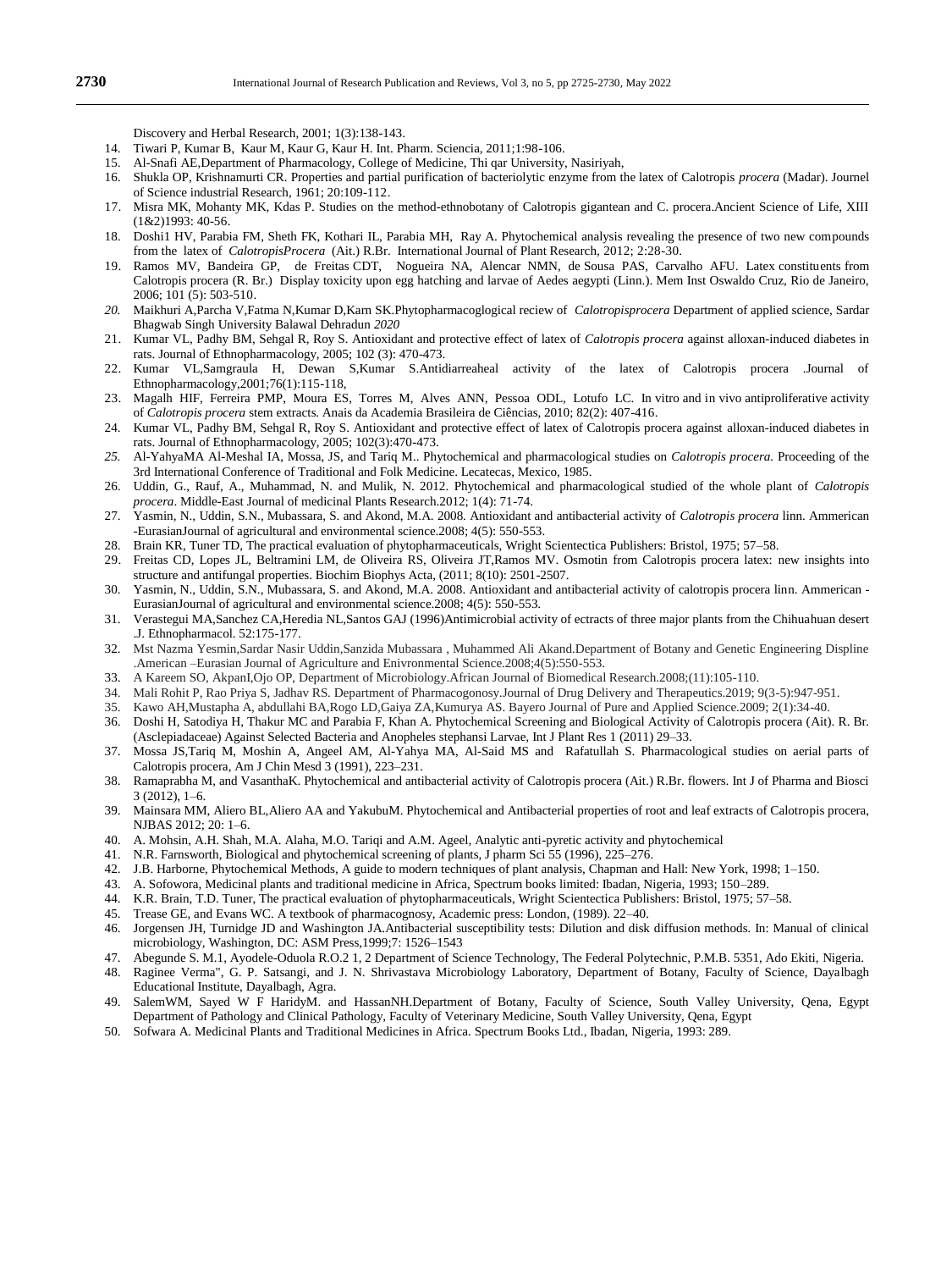Discovery and Herbal Research, 2001; 1(3):138-143.

14. Tiwari P, Kumar B, Kaur M, Kaur G, Kaur H. Int. Pharm. Sciencia, 2011;1:98-106.
15. Al-Snafi AE,Department of Pharmacology, College of Medicine, Thi qar University, Nasiriyah,
16. Shukla OP, Krishnamurti CR. Properties and partial purification of bacteriolytic enzyme from the latex of Calotropis *procera* (Madar). Journel of Science industrial Research, 1961; 20:109-112.
17. Misra MK, Mohanty MK, Kdas P. Studies on the method-ethnobotany of Calotropis gigantean and C. procera.Ancient Science of Life, XIII (1&2)1993: 40-56.
18. Doshi1 HV, Parabia FM, Sheth FK, Kothari IL, Parabia MH, Ray A. Phytochemical analysis revealing the presence of two new compounds from the latex of *CalotropisProcera* (Ait.) R.Br. International Journal of Plant Research, 2012; 2:28-30.
19. Ramos MV, Bandeira GP, de Freitas CDT, Nogueira NA, Alencar NMN, de Sousa PAS, Carvalho AFU. Latex constituents from Calotropis procera (R. Br.) Display toxicity upon egg hatching and larvae of Aedes aegypti (Linn.). Mem Inst Oswaldo Cruz, Rio de Janeiro, 2006; 101 (5): 503-510.
20. Maikhuri A,Parcha V,Fatma N,Kumar D,Karn SK.Phytopharmacoglogical reciew of *Calotropisprocera* Department of applied science, Sardar Bhagwab Singh University Balawal Dehradun *2020*
21. Kumar VL, Padhy BM, Sehgal R, Roy S. Antioxidant and protective effect of latex of *Calotropis procera* against alloxan-induced diabetes in rats. Journal of Ethnopharmacology, 2005; 102 (3): 470-473.
22. Kumar VL,Samgraula H, Dewan S,Kumar S.Antidiarreaheal activity of the latex of Calotropis procera .Journal of Ethnopharmacology,2001;76(1):115-118,
23. Magalh HIF, Ferreira PMP, Moura ES, Torres M, Alves ANN, Pessoa ODL, Lotufo LC. In vitro and in vivo antiproliferative activity of *Calotropis procera* stem extracts. Anais da Academia Brasileira de Ciências, 2010; 82(2): 407-416.
24. Kumar VL, Padhy BM, Sehgal R, Roy S. Antioxidant and protective effect of latex of Calotropis procera against alloxan-induced diabetes in rats. Journal of Ethnopharmacology, 2005; 102(3):470-473.
25. Al-YahyaMA Al-Meshal IA, Mossa, JS, and Tariq M.. Phytochemical and pharmacological studies on *Calotropis procera.* Proceeding of the 3rd International Conference of Traditional and Folk Medicine. Lecatecas, Mexico, 1985.
26. Uddin, G., Rauf, A., Muhammad, N. and Mulik, N. 2012. Phytochemical and pharmacological studied of the whole plant of *Calotropis procera*. Middle-East Journal of medicinal Plants Research.2012; 1(4): 71-74.
27. Yasmin, N., Uddin, S.N., Mubassara, S. and Akond, M.A. 2008. Antioxidant and antibacterial activity of *Calotropis procera* linn. Ammerican -EurasianJournal of agricultural and environmental science.2008; 4(5): 550-553.
28. Brain KR, Tuner TD, The practical evaluation of phytopharmaceuticals, Wright Scientectica Publishers: Bristol, 1975; 57–58.
29. Freitas CD, Lopes JL, Beltramini LM, de Oliveira RS, Oliveira JT,Ramos MV. Osmotin from Calotropis procera latex: new insights into structure and antifungal properties. Biochim Biophys Acta, (2011; 8(10): 2501-2507.
30. Yasmin, N., Uddin, S.N., Mubassara, S. and Akond, M.A. 2008. Antioxidant and antibacterial activity of calotropis procera linn. Ammerican -EurasianJournal of agricultural and environmental science.2008; 4(5): 550-553.
31. Verastegui MA,Sanchez CA,Heredia NL,Santos GAJ (1996)Antimicrobial activity of ectracts of three major plants from the Chihuahuan desert .J. Ethnopharmacol. 52:175-177.
32. Mst Nazma Yesmin,Sardar Nasir Uddin,Sanzida Mubassara , Muhammed Ali Akand.Department of Botany and Genetic Engineering Displine .American –Eurasian Journal of Agriculture and Enivronmental Science.2008;4(5):550-553.
33. A Kareem SO, AkpanI,Ojo OP, Department of Microbiology.African Journal of Biomedical Research.2008;(11):105-110.
34. Mali Rohit P, Rao Priya S, Jadhav RS. Department of Pharmacogonosy.Journal of Drug Delivery and Therapeutics.2019; 9(3-5):947-951.
35. Kawo AH,Mustapha A, abdullahi BA,Rogo LD,Gaiya ZA,Kumurya AS. Bayero Journal of Pure and Applied Science.2009; 2(1):34-40.
36. Doshi H, Satodiya H, Thakur MC and Parabia F, Khan A. Phytochemical Screening and Biological Activity of Calotropis procera (Ait). R. Br. (Asclepiadaceae) Against Selected Bacteria and Anopheles stephansi Larvae, Int J Plant Res 1 (2011) 29–33.
37. Mossa JS,Tariq M, Moshin A, Angeel AM, Al-Yahya MA, Al-Said MS and Rafatullah S. Pharmacological studies on aerial parts of Calotropis procera, Am J Chin Mesd 3 (1991), 223–231.
38. Ramaprabha M, and VasanthaK. Phytochemical and antibacterial activity of Calotropis procera (Ait.) R.Br. flowers. Int J of Pharma and Biosci 3 (2012), 1–6.
39. Mainsara MM, Aliero BL,Aliero AA and YakubuM. Phytochemical and Antibacterial properties of root and leaf extracts of Calotropis procera, NJBAS 2012; 20: 1–6.
40. A. Mohsin, A.H. Shah, M.A. Alaha, M.O. Tariqi and A.M. Ageel, Analytic anti-pyretic activity and phytochemical
41. N.R. Farnsworth, Biological and phytochemical screening of plants, J pharm Sci 55 (1996), 225–276.
42. J.B. Harborne, Phytochemical Methods, A guide to modern techniques of plant analysis, Chapman and Hall: New York, 1998; 1–150.
43. A. Sofowora, Medicinal plants and traditional medicine in Africa, Spectrum books limited: Ibadan, Nigeria, 1993; 150–289.
44. K.R. Brain, T.D. Tuner, The practical evaluation of phytopharmaceuticals, Wright Scientectica Publishers: Bristol, 1975; 57–58.
45. Trease GE, and Evans WC. A textbook of pharmacognosy, Academic press: London, (1989). 22–40.
46. Jorgensen JH, Turnidge JD and Washington JA.Antibacterial susceptibility tests: Dilution and disk diffusion methods. In: Manual of clinical microbiology, Washington, DC: ASM Press,1999;7: 1526–1543
47. Abegunde S. M.1, Ayodele-Oduola R.O.2 1, 2 Department of Science Technology, The Federal Polytechnic, P.M.B. 5351, Ado Ekiti, Nigeria.
48. Raginee Verma", G. P. Satsangi, and J. N. Shrivastava Microbiology Laboratory, Department of Botany, Faculty of Science, Dayalbagh Educational Institute, Dayalbagh, Agra.
49. SalemWM, Sayed W F HaridyM. and HassanNH.Department of Botany, Faculty of Science, South Valley University, Qena, Egypt Department of Pathology and Clinical Pathology, Faculty of Veterinary Medicine, South Valley University, Qena, Egypt
50. Sofwara A. Medicinal Plants and Traditional Medicines in Africa. Spectrum Books Ltd., Ibadan, Nigeria, 1993: 289.